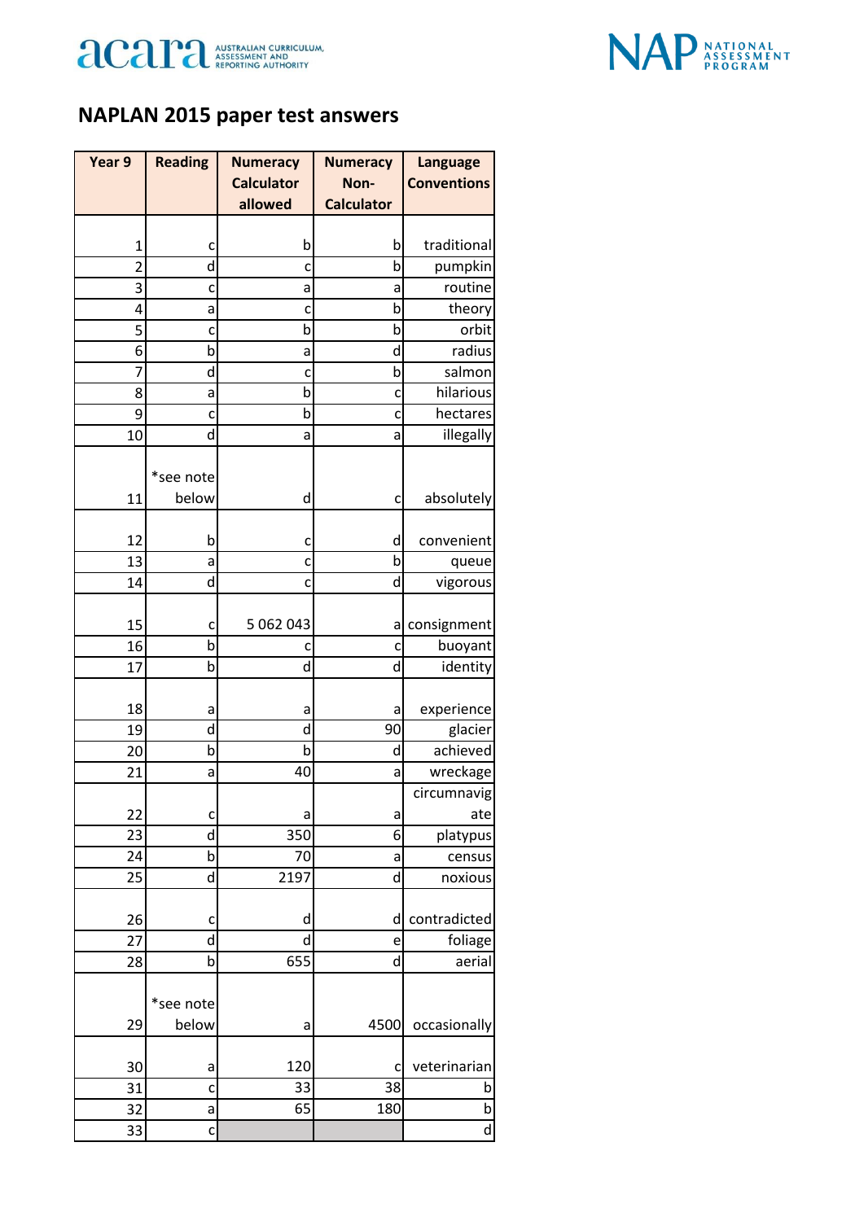# NAPLAN 2015 paper test answers

| Year 9 | Reading | Numeracy Calculator allowed | Numeracy Non-Calculator | Language Conventions |
|---|---|---|---|---|
| 1 | c | b | b | traditional |
| 2 | d | c | b | pumpkin |
| 3 | c | a | a | routine |
| 4 | a | c | b | theory |
| 5 | c | b | b | orbit |
| 6 | b | a | d | radius |
| 7 | d | c | b | salmon |
| 8 | a | b | c | hilarious |
| 9 | c | b | c | hectares |
| 10 | d | a | a | illegally |
| 11 | *see note below | d | c | absolutely |
| 12 | b | c | d | convenient |
| 13 | a | c | b | queue |
| 14 | d | c | d | vigorous |
| 15 | c | 5 062 043 | a | consignment |
| 16 | b | c | c | buoyant |
| 17 | b | d | d | identity |
| 18 | a | a | a | experience |
| 19 | d | d | 90 | glacier |
| 20 | b | b | d | achieved |
| 21 | a | 40 | a | wreckage |
| 22 | c | a | a | circumnavigate |
| 23 | d | 350 | 6 | platypus |
| 24 | b | 70 | a | census |
| 25 | d | 2197 | d | noxious |
| 26 | c | d | d | contradicted |
| 27 | d | d | e | foliage |
| 28 | b | 655 | d | aerial |
| 29 | *see note below | a | 4500 | occasionally |
| 30 | a | 120 | c | veterinarian |
| 31 | c | 33 | 38 | b |
| 32 | a | 65 | 180 | b |
| 33 | c | | | d |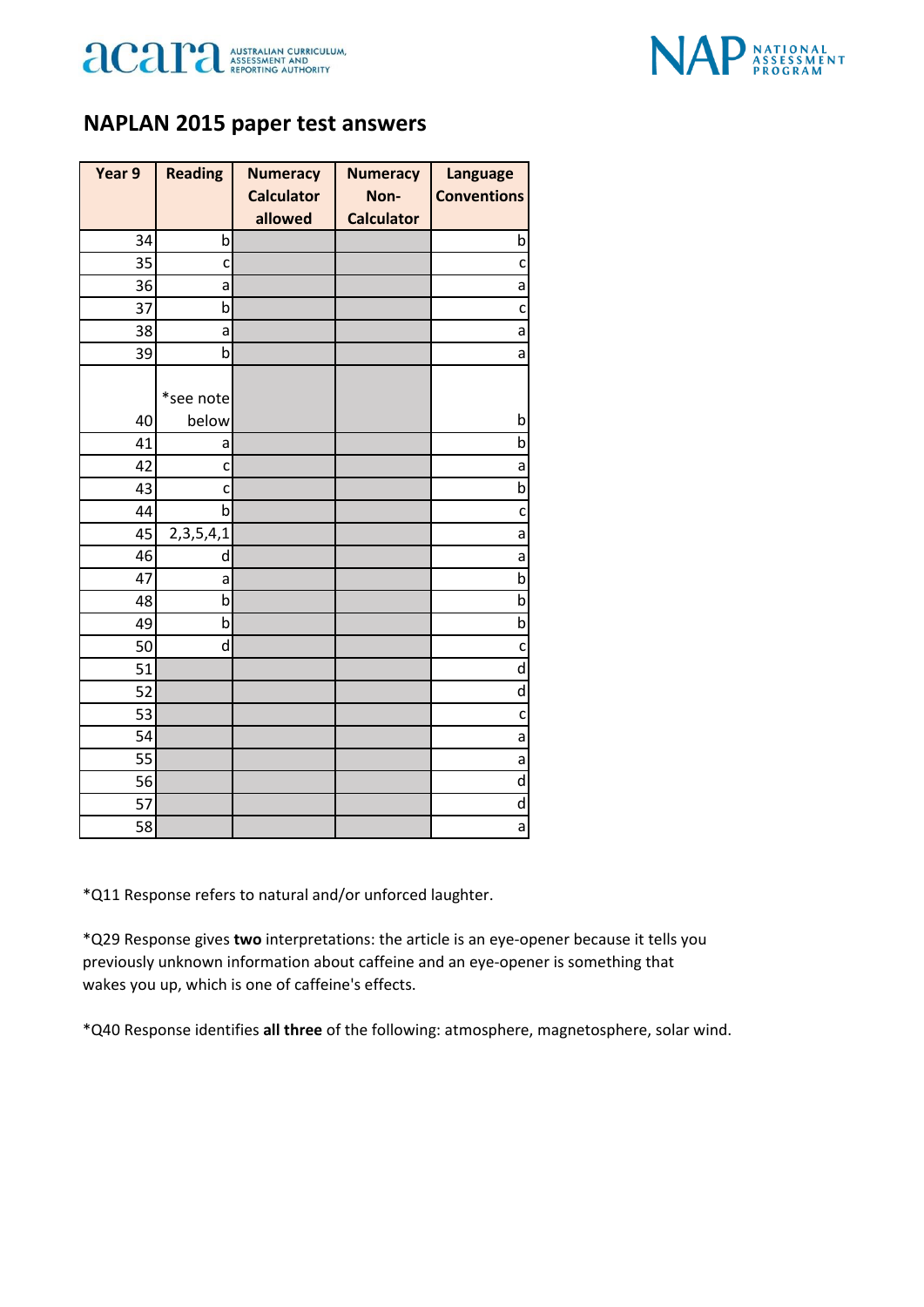## NAPLAN 2015 paper test answers

| Year 9 | Reading | Numeracy Calculator allowed | Numeracy Non-Calculator | Language Conventions |
|---|---|---|---|---|
| 34 | b | | | b |
| 35 | c | | | c |
| 36 | a | | | a |
| 37 | b | | | c |
| 38 | a | | | a |
| 39 | b | | | a |
| 40 | *see note below | | | b |
| 41 | a | | | b |
| 42 | c | | | a |
| 43 | c | | | b |
| 44 | b | | | c |
| 45 | 2,3,5,4,1 | | | a |
| 46 | d | | | a |
| 47 | a | | | b |
| 48 | b | | | b |
| 49 | b | | | b |
| 50 | d | | | c |
| 51 | | | | d |
| 52 | | | | d |
| 53 | | | | c |
| 54 | | | | a |
| 55 | | | | a |
| 56 | | | | d |
| 57 | | | | d |
| 58 | | | | a |

*Q11 Response refers to natural and/or unforced laughter.

*Q29 Response gives **two** interpretations: the article is an eye-opener because it tells you previously unknown information about caffeine and an eye-opener is something that wakes you up, which is one of caffeine's effects.

*Q40 Response identifies **all three** of the following: atmosphere, magnetosphere, solar wind.